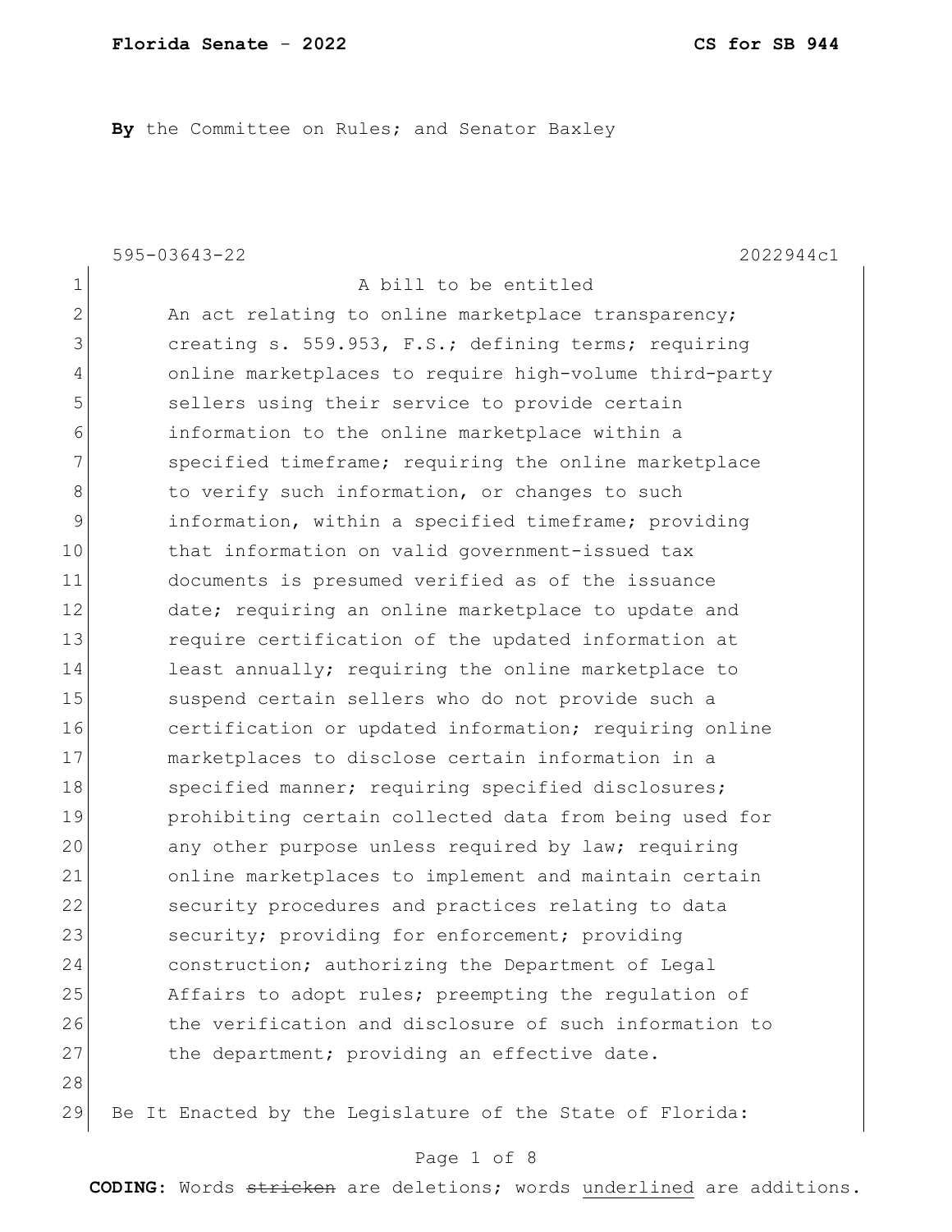**Florida Senate - 2022** **CS for SB 944**

**By** the Committee on Rules; and Senator Baxley

595-03643-22 2022944c1

A bill to be entitled

An act relating to online marketplace transparency; creating s. 559.953, F.S.; defining terms; requiring online marketplaces to require high-volume third-party sellers using their service to provide certain information to the online marketplace within a specified timeframe; requiring the online marketplace to verify such information, or changes to such information, within a specified timeframe; providing that information on valid government-issued tax documents is presumed verified as of the issuance date; requiring an online marketplace to update and require certification of the updated information at least annually; requiring the online marketplace to suspend certain sellers who do not provide such a certification or updated information; requiring online marketplaces to disclose certain information in a specified manner; requiring specified disclosures; prohibiting certain collected data from being used for any other purpose unless required by law; requiring online marketplaces to implement and maintain certain security procedures and practices relating to data security; providing for enforcement; providing construction; authorizing the Department of Legal Affairs to adopt rules; preempting the regulation of the verification and disclosure of such information to the department; providing an effective date.

Be It Enacted by the Legislature of the State of Florida:

**CODING:** Words ~~stricken~~ are deletions; words <u>underlined</u> are additions.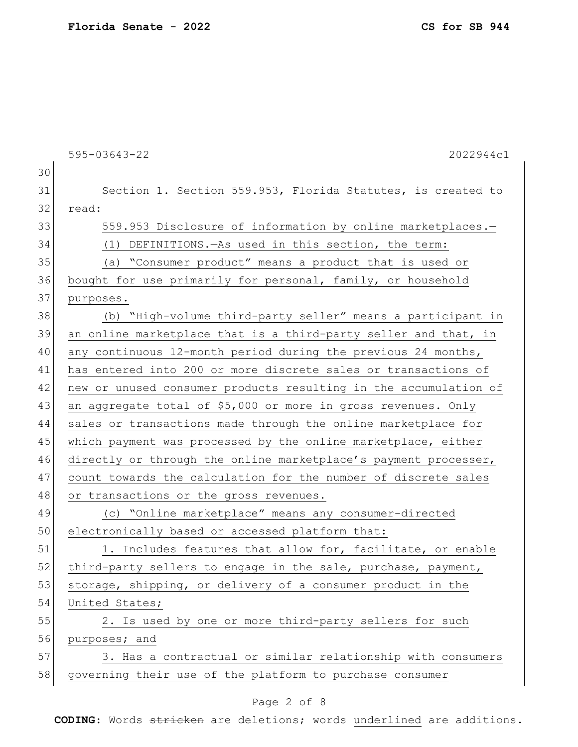595-03643-22 2022944c1

Section 1. Section 559.953, Florida Statutes, is created to read:

559.953 Disclosure of information by online marketplaces.—

(1) DEFINITIONS.—As used in this section, the term:

(a) “Consumer product” means a product that is used or bought for use primarily for personal, family, or household purposes.

(b) “High-volume third-party seller” means a participant in an online marketplace that is a third-party seller and that, in any continuous 12-month period during the previous 24 months, has entered into 200 or more discrete sales or transactions of new or unused consumer products resulting in the accumulation of an aggregate total of $5,000 or more in gross revenues. Only sales or transactions made through the online marketplace for which payment was processed by the online marketplace, either directly or through the online marketplace’s payment processer, count towards the calculation for the number of discrete sales or transactions or the gross revenues.

(c) “Online marketplace” means any consumer-directed electronically based or accessed platform that:

1. Includes features that allow for, facilitate, or enable third-party sellers to engage in the sale, purchase, payment, storage, shipping, or delivery of a consumer product in the United States;

2. Is used by one or more third-party sellers for such purposes; and

3. Has a contractual or similar relationship with consumers governing their use of the platform to purchase consumer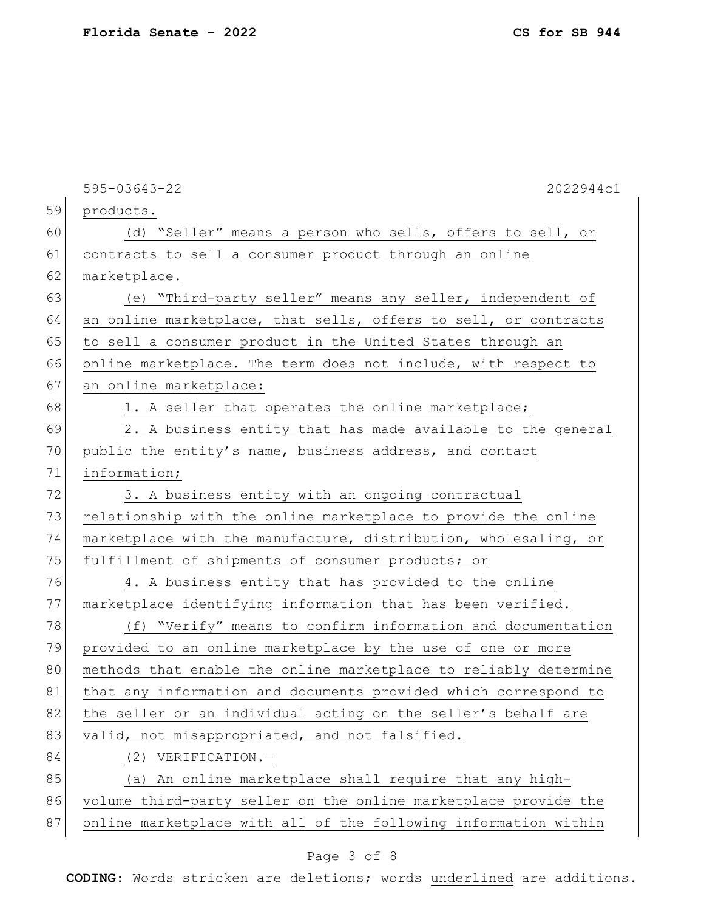products.

(d) "Seller" means a person who sells, offers to sell, or contracts to sell a consumer product through an online marketplace.

(e) "Third-party seller" means any seller, independent of an online marketplace, that sells, offers to sell, or contracts to sell a consumer product in the United States through an online marketplace. The term does not include, with respect to an online marketplace:

1. A seller that operates the online marketplace;

2. A business entity that has made available to the general public the entity's name, business address, and contact information;

3. A business entity with an ongoing contractual relationship with the online marketplace to provide the online marketplace with the manufacture, distribution, wholesaling, or fulfillment of shipments of consumer products; or

4. A business entity that has provided to the online marketplace identifying information that has been verified.

(f) "Verify" means to confirm information and documentation provided to an online marketplace by the use of one or more methods that enable the online marketplace to reliably determine that any information and documents provided which correspond to the seller or an individual acting on the seller's behalf are valid, not misappropriated, and not falsified.

(2) VERIFICATION.—

(a) An online marketplace shall require that any high-volume third-party seller on the online marketplace provide the online marketplace with all of the following information within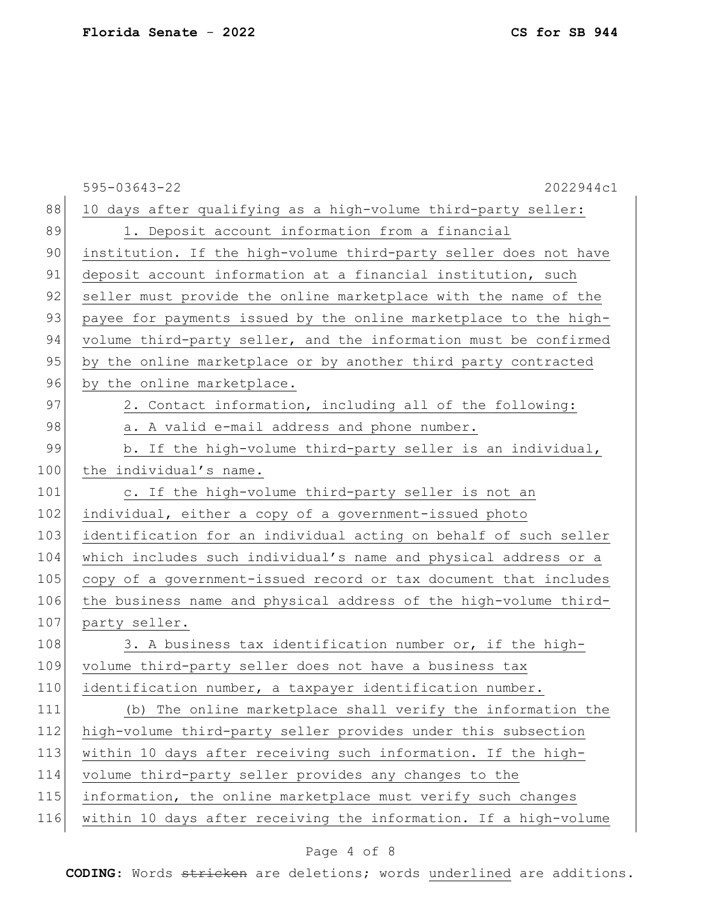10 days after qualifying as a high-volume third-party seller:

1. Deposit account information from a financial institution. If the high-volume third-party seller does not have deposit account information at a financial institution, such seller must provide the online marketplace with the name of the payee for payments issued by the online marketplace to the high-volume third-party seller, and the information must be confirmed by the online marketplace or by another third party contracted by the online marketplace.

2. Contact information, including all of the following:

a. A valid e-mail address and phone number.

b. If the high-volume third-party seller is an individual, the individual's name.

c. If the high-volume third-party seller is not an individual, either a copy of a government-issued photo identification for an individual acting on behalf of such seller which includes such individual's name and physical address or a copy of a government-issued record or tax document that includes the business name and physical address of the high-volume third-party seller.

3. A business tax identification number or, if the high-volume third-party seller does not have a business tax identification number, a taxpayer identification number.

(b) The online marketplace shall verify the information the high-volume third-party seller provides under this subsection within 10 days after receiving such information. If the high-volume third-party seller provides any changes to the information, the online marketplace must verify such changes within 10 days after receiving the information. If a high-volume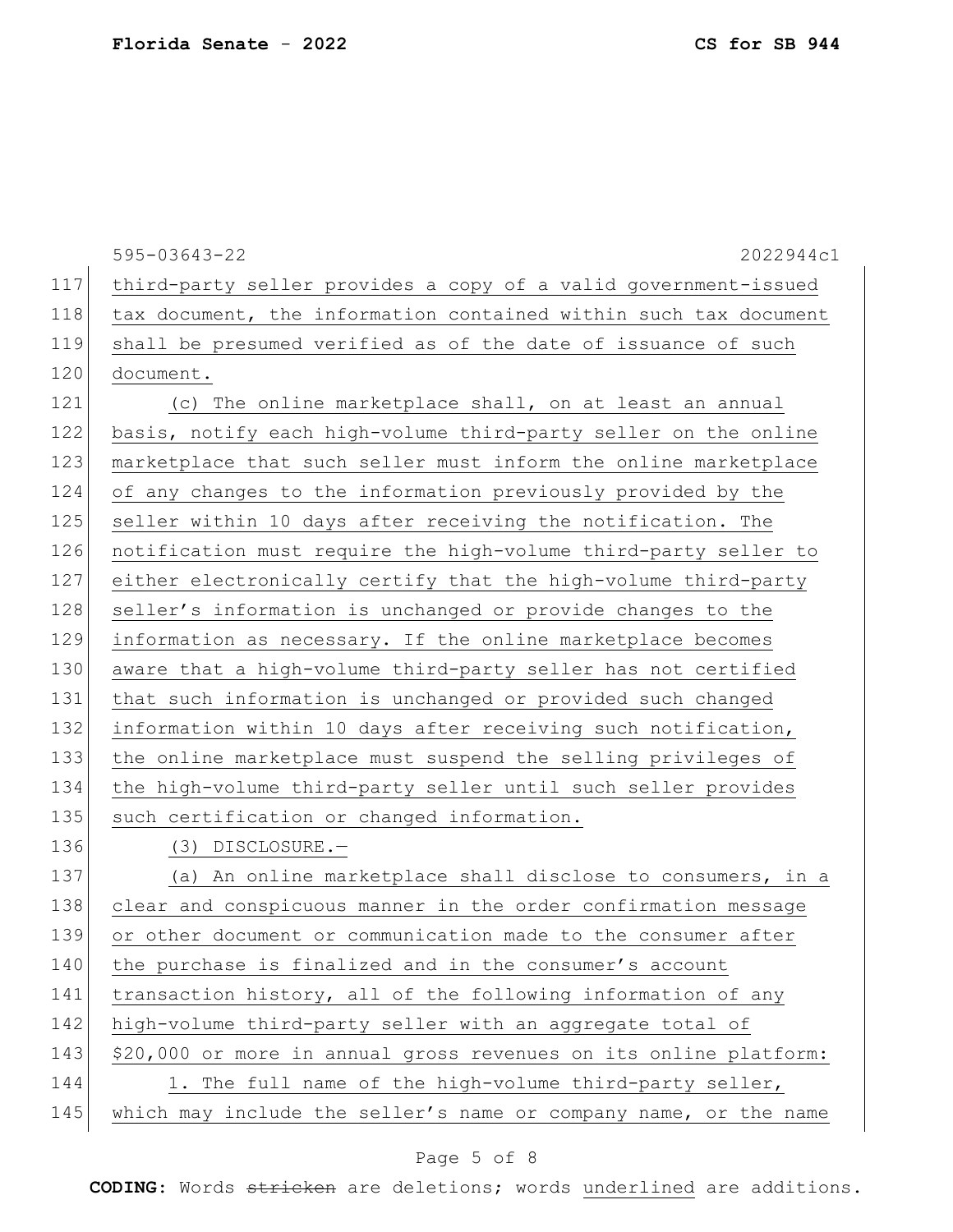third-party seller provides a copy of a valid government-issued tax document, the information contained within such tax document shall be presumed verified as of the date of issuance of such document.

(c) The online marketplace shall, on at least an annual basis, notify each high-volume third-party seller on the online marketplace that such seller must inform the online marketplace of any changes to the information previously provided by the seller within 10 days after receiving the notification. The notification must require the high-volume third-party seller to either electronically certify that the high-volume third-party seller's information is unchanged or provide changes to the information as necessary. If the online marketplace becomes aware that a high-volume third-party seller has not certified that such information is unchanged or provided such changed information within 10 days after receiving such notification, the online marketplace must suspend the selling privileges of the high-volume third-party seller until such seller provides such certification or changed information.

(3) DISCLOSURE.—

(a) An online marketplace shall disclose to consumers, in a clear and conspicuous manner in the order confirmation message or other document or communication made to the consumer after the purchase is finalized and in the consumer's account transaction history, all of the following information of any high-volume third-party seller with an aggregate total of $20,000 or more in annual gross revenues on its online platform:

1. The full name of the high-volume third-party seller, which may include the seller's name or company name, or the name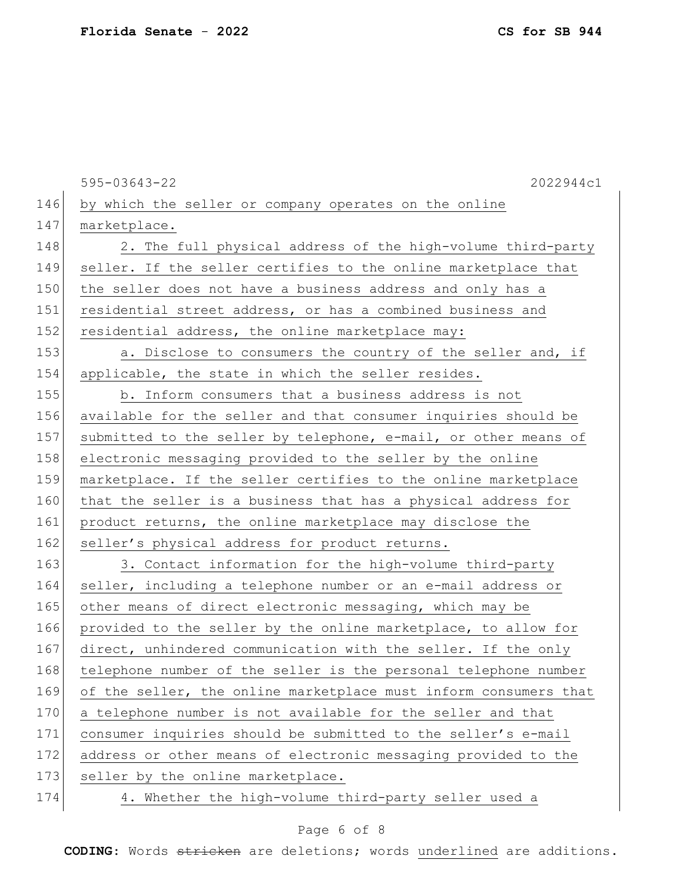by which the seller or company operates on the online marketplace.

2. The full physical address of the high-volume third-party seller. If the seller certifies to the online marketplace that the seller does not have a business address and only has a residential street address, or has a combined business and residential address, the online marketplace may:

a. Disclose to consumers the country of the seller and, if applicable, the state in which the seller resides.

b. Inform consumers that a business address is not available for the seller and that consumer inquiries should be submitted to the seller by telephone, e-mail, or other means of electronic messaging provided to the seller by the online marketplace. If the seller certifies to the online marketplace that the seller is a business that has a physical address for product returns, the online marketplace may disclose the seller's physical address for product returns.

3. Contact information for the high-volume third-party seller, including a telephone number or an e-mail address or other means of direct electronic messaging, which may be provided to the seller by the online marketplace, to allow for direct, unhindered communication with the seller. If the only telephone number of the seller is the personal telephone number of the seller, the online marketplace must inform consumers that a telephone number is not available for the seller and that consumer inquiries should be submitted to the seller's e-mail address or other means of electronic messaging provided to the seller by the online marketplace.

4. Whether the high-volume third-party seller used a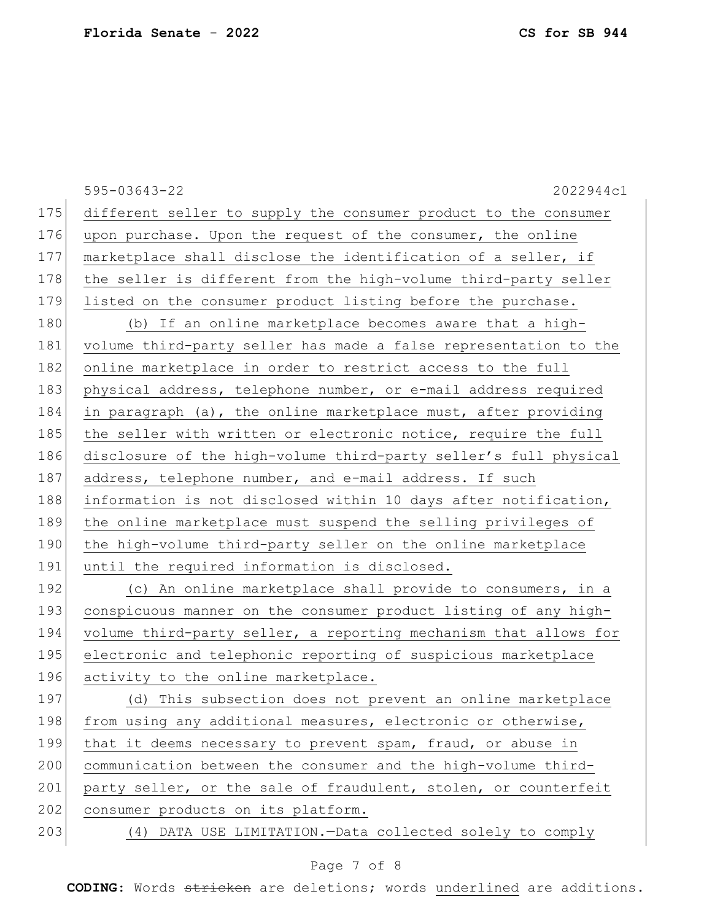different seller to supply the consumer product to the consumer upon purchase. Upon the request of the consumer, the online marketplace shall disclose the identification of a seller, if the seller is different from the high-volume third-party seller listed on the consumer product listing before the purchase.

(b) If an online marketplace becomes aware that a high-volume third-party seller has made a false representation to the online marketplace in order to restrict access to the full physical address, telephone number, or e-mail address required in paragraph (a), the online marketplace must, after providing the seller with written or electronic notice, require the full disclosure of the high-volume third-party seller's full physical address, telephone number, and e-mail address. If such information is not disclosed within 10 days after notification, the online marketplace must suspend the selling privileges of the high-volume third-party seller on the online marketplace until the required information is disclosed.

(c) An online marketplace shall provide to consumers, in a conspicuous manner on the consumer product listing of any high-volume third-party seller, a reporting mechanism that allows for electronic and telephonic reporting of suspicious marketplace activity to the online marketplace.

(d) This subsection does not prevent an online marketplace from using any additional measures, electronic or otherwise, that it deems necessary to prevent spam, fraud, or abuse in communication between the consumer and the high-volume third-party seller, or the sale of fraudulent, stolen, or counterfeit consumer products on its platform.

(4) DATA USE LIMITATION.—Data collected solely to comply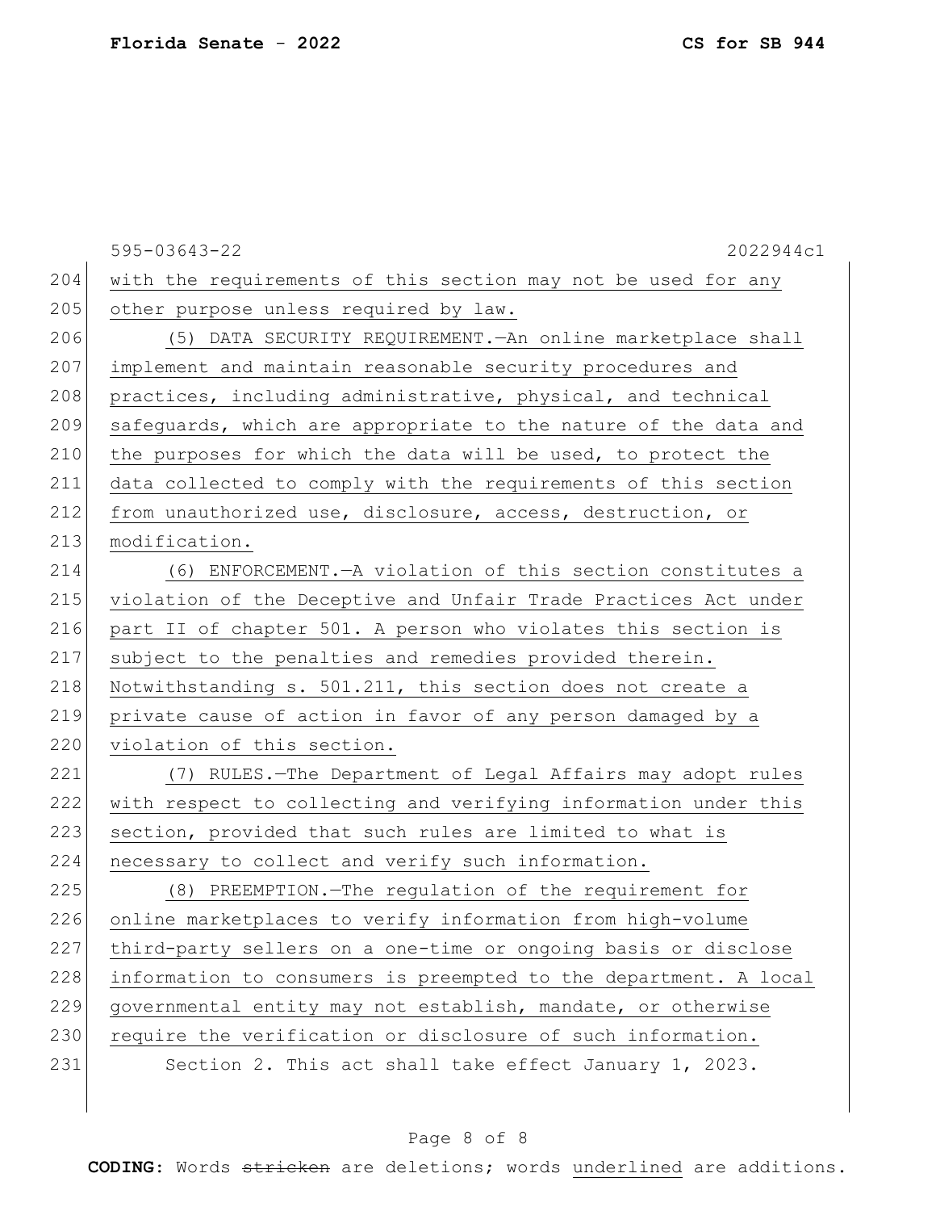with the requirements of this section may not be used for any other purpose unless required by law.

(5) DATA SECURITY REQUIREMENT.—An online marketplace shall implement and maintain reasonable security procedures and practices, including administrative, physical, and technical safeguards, which are appropriate to the nature of the data and the purposes for which the data will be used, to protect the data collected to comply with the requirements of this section from unauthorized use, disclosure, access, destruction, or modification.

(6) ENFORCEMENT.—A violation of this section constitutes a violation of the Deceptive and Unfair Trade Practices Act under part II of chapter 501. A person who violates this section is subject to the penalties and remedies provided therein. Notwithstanding s. 501.211, this section does not create a private cause of action in favor of any person damaged by a violation of this section.

(7) RULES.—The Department of Legal Affairs may adopt rules with respect to collecting and verifying information under this section, provided that such rules are limited to what is necessary to collect and verify such information.

(8) PREEMPTION.—The regulation of the requirement for online marketplaces to verify information from high-volume third-party sellers on a one-time or ongoing basis or disclose information to consumers is preempted to the department. A local governmental entity may not establish, mandate, or otherwise require the verification or disclosure of such information.

Section 2. This act shall take effect January 1, 2023.